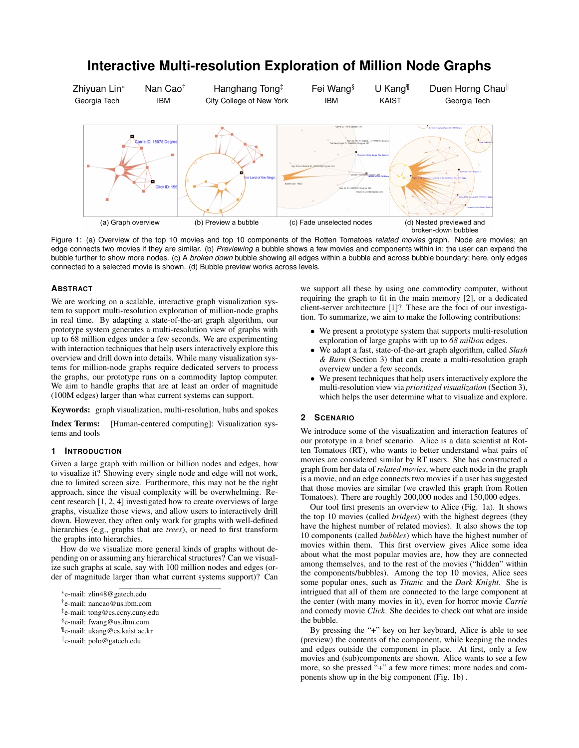# Interactive Multi-resolution Exploration of Million Node Graphs

Zhiyuan Lin* (Georgia Tech), Nan Cao† (IBM), Hanghang Tong‡ (City College of New York), Fei Wang§ (IBM), U Kang¶ (KAIST), Duen Horng Chau‖ (Georgia Tech)

(a) Graph overview (b) Preview a bubble (c) Fade unselected nodes (d) Nested previewed and broken-down bubbles

Figure 1: (a) Overview of the top 10 movies and top 10 components of the Rotten Tomatoes *related movies* graph. Node are movies; an edge connects two movies if they are similar. (b) *Previewing* a bubble shows a few movies and components within in; the user can expand the bubble further to show more nodes. (c) A *broken down* bubble showing all edges within a bubble and across bubble boundary; here, only edges connected to a selected movie is shown. (d) Bubble preview works across levels.

## Abstract

We are working on a scalable, interactive graph visualization system to support multi-resolution exploration of million-node graphs in real time. By adapting a state-of-the-art graph algorithm, our prototype system generates a multi-resolution view of graphs with up to 68 million edges under a few seconds. We are experimenting with interaction techniques that help users interactively explore this overview and drill down into details. While many visualization systems for million-node graphs require dedicated servers to process the graphs, our prototype runs on a commodity laptop computer. We aim to handle graphs that are at least an order of magnitude (100M edges) larger than what current systems can support.

**Keywords:** graph visualization, multi-resolution, hubs and spokes

**Index Terms:** [Human-centered computing]: Visualization systems and tools

## 1 Introduction

Given a large graph with million or billion nodes and edges, how to visualize it? Showing every single node and edge will not work, due to limited screen size. Furthermore, this may not be the right approach, since the visual complexity will be overwhelming. Recent research [1, 2, 4] investigated how to create overviews of large graphs, visualize those views, and allow users to interactively drill down. However, they often only work for graphs with well-defined hierarchies (e.g., graphs that are *trees*), or need to first transform the graphs into hierarchies.

How do we visualize more general kinds of graphs without depending on or assuming any hierarchical structures? Can we visualize such graphs at scale, say with 100 million nodes and edges (order of magnitude larger than what current systems support)? Can we support all these by using one commodity computer, without requiring the graph to fit in the main memory [2], or a dedicated client-server architecture [1]? These are the foci of our investigation. To summarize, we aim to make the following contributions:

- We present a prototype system that supports multi-resolution exploration of large graphs with up to *68 million* edges.
- We adapt a fast, state-of-the-art graph algorithm, called *Slash & Burn* (Section 3) that can create a multi-resolution graph overview under a few seconds.
- We present techniques that help users interactively explore the multi-resolution view via *prioritized visualization* (Section 3), which helps the user determine what to visualize and explore.

*e-mail: zlin48@gatech.edu
†e-mail: nancao@us.ibm.com
‡e-mail: tong@cs.ccny.cuny.edu
§e-mail: fwang@us.ibm.com
¶e-mail: ukang@cs.kaist.ac.kr
‖e-mail: polo@gatech.edu

## 2 Scenario

We introduce some of the visualization and interaction features of our prototype in a brief scenario. Alice is a data scientist at Rotten Tomatoes (RT), who wants to better understand what pairs of movies are considered similar by RT users. She has constructed a graph from her data of *related movies*, where each node in the graph is a movie, and an edge connects two movies if a user has suggested that those movies are similar (we crawled this graph from Rotten Tomatoes). There are roughly 200,000 nodes and 150,000 edges.

Our tool first presents an overview to Alice (Fig. 1a). It shows the top 10 movies (called *bridges*) with the highest degrees (they have the highest number of related movies). It also shows the top 10 components (called *bubbles*) which have the highest number of movies within them. This first overview gives Alice some idea about what the most popular movies are, how they are connected among themselves, and to the rest of the movies ("hidden" within the components/bubbles). Among the top 10 movies, Alice sees some popular ones, such as *Titanic* and the *Dark Knight*. She is intrigued that all of them are connected to the large component at the center (with many movies in it), even for horror movie *Carrie* and comedy movie *Click*. She decides to check out what are inside the bubble.

By pressing the "+" key on her keyboard, Alice is able to see (preview) the contents of the component, while keeping the nodes and edges outside the component in place. At first, only a few movies and (sub)components are shown. Alice wants to see a few more, so she pressed "+" a few more times; more nodes and components show up in the big component (Fig. 1b) .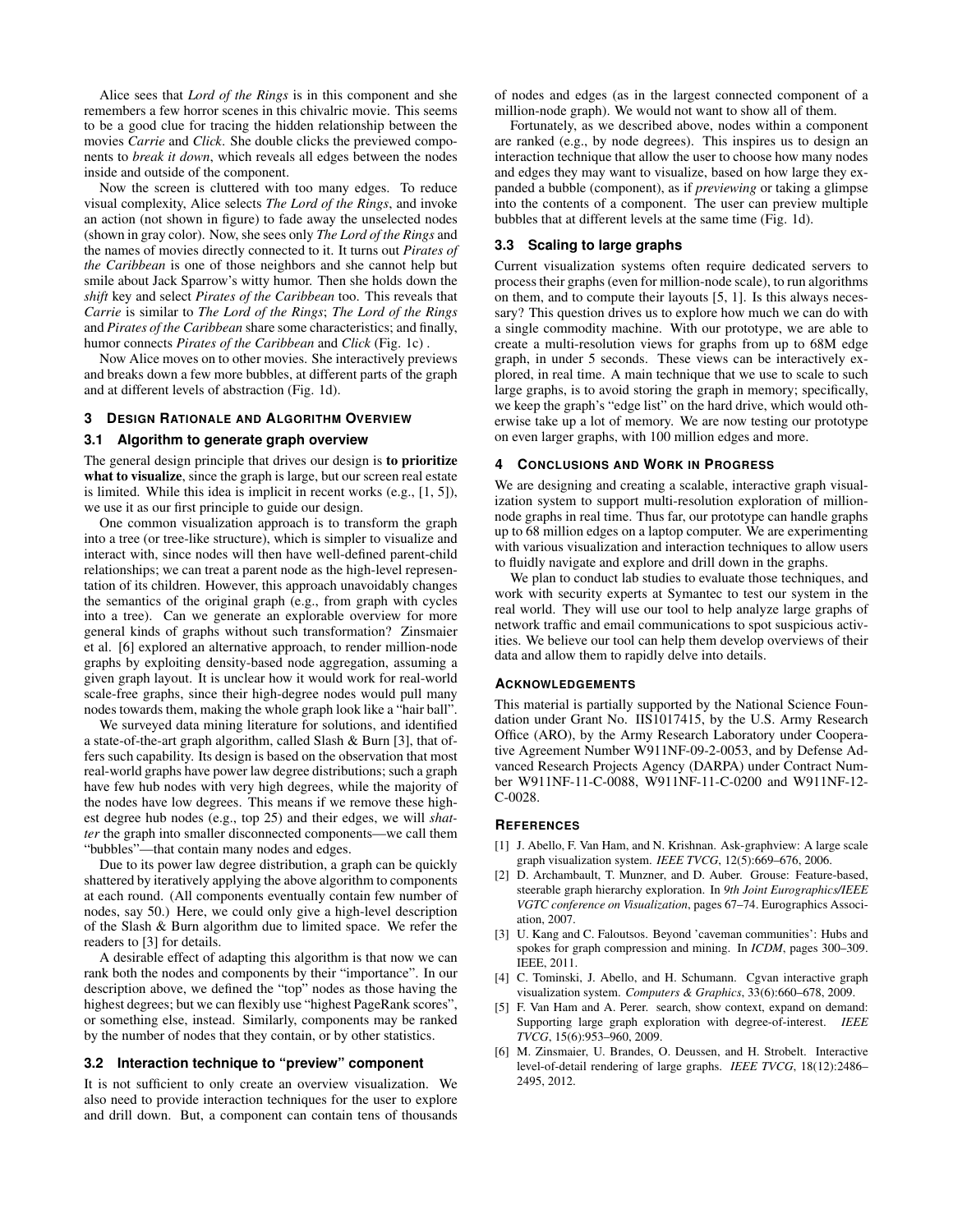Alice sees that *Lord of the Rings* is in this component and she remembers a few horror scenes in this chivalric movie. This seems to be a good clue for tracing the hidden relationship between the movies *Carrie* and *Click*. She double clicks the previewed components to *break it down*, which reveals all edges between the nodes inside and outside of the component.

Now the screen is cluttered with too many edges. To reduce visual complexity, Alice selects *The Lord of the Rings*, and invoke an action (not shown in figure) to fade away the unselected nodes (shown in gray color). Now, she sees only *The Lord of the Rings* and the names of movies directly connected to it. It turns out *Pirates of the Caribbean* is one of those neighbors and she cannot help but smile about Jack Sparrow's witty humor. Then she holds down the *shift* key and select *Pirates of the Caribbean* too. This reveals that *Carrie* is similar to *The Lord of the Rings*; *The Lord of the Rings* and *Pirates of the Caribbean* share some characteristics; and finally, humor connects *Pirates of the Caribbean* and *Click* (Fig. 1c) .

Now Alice moves on to other movies. She interactively previews and breaks down a few more bubbles, at different parts of the graph and at different levels of abstraction (Fig. 1d).

## 3 Design Rationale and Algorithm Overview

### 3.1 Algorithm to generate graph overview

The general design principle that drives our design is **to prioritize what to visualize**, since the graph is large, but our screen real estate is limited. While this idea is implicit in recent works (e.g., [1, 5]), we use it as our first principle to guide our design.

One common visualization approach is to transform the graph into a tree (or tree-like structure), which is simpler to visualize and interact with, since nodes will then have well-defined parent-child relationships; we can treat a parent node as the high-level representation of its children. However, this approach unavoidably changes the semantics of the original graph (e.g., from graph with cycles into a tree). Can we generate an explorable overview for more general kinds of graphs without such transformation? Zinsmaier et al. [6] explored an alternative approach, to render million-node graphs by exploiting density-based node aggregation, assuming a given graph layout. It is unclear how it would work for real-world scale-free graphs, since their high-degree nodes would pull many nodes towards them, making the whole graph look like a "hair ball".

We surveyed data mining literature for solutions, and identified a state-of-the-art graph algorithm, called Slash & Burn [3], that offers such capability. Its design is based on the observation that most real-world graphs have power law degree distributions; such a graph have few hub nodes with very high degrees, while the majority of the nodes have low degrees. This means if we remove these highest degree hub nodes (e.g., top 25) and their edges, we will *shatter* the graph into smaller disconnected components—we call them "bubbles"—that contain many nodes and edges.

Due to its power law degree distribution, a graph can be quickly shattered by iteratively applying the above algorithm to components at each round. (All components eventually contain few number of nodes, say 50.) Here, we could only give a high-level description of the Slash & Burn algorithm due to limited space. We refer the readers to [3] for details.

A desirable effect of adapting this algorithm is that now we can rank both the nodes and components by their "importance". In our description above, we defined the "top" nodes as those having the highest degrees; but we can flexibly use "highest PageRank scores", or something else, instead. Similarly, components may be ranked by the number of nodes that they contain, or by other statistics.

### 3.2 Interaction technique to "preview" component

It is not sufficient to only create an overview visualization. We also need to provide interaction techniques for the user to explore and drill down. But, a component can contain tens of thousands of nodes and edges (as in the largest connected component of a million-node graph). We would not want to show all of them.

Fortunately, as we described above, nodes within a component are ranked (e.g., by node degrees). This inspires us to design an interaction technique that allow the user to choose how many nodes and edges they may want to visualize, based on how large they expanded a bubble (component), as if *previewing* or taking a glimpse into the contents of a component. The user can preview multiple bubbles that at different levels at the same time (Fig. 1d).

### 3.3 Scaling to large graphs

Current visualization systems often require dedicated servers to process their graphs (even for million-node scale), to run algorithms on them, and to compute their layouts [5, 1]. Is this always necessary? This question drives us to explore how much we can do with a single commodity machine. With our prototype, we are able to create a multi-resolution views for graphs from up to 68M edge graph, in under 5 seconds. These views can be interactively explored, in real time. A main technique that we use to scale to such large graphs, is to avoid storing the graph in memory; specifically, we keep the graph's "edge list" on the hard drive, which would otherwise take up a lot of memory. We are now testing our prototype on even larger graphs, with 100 million edges and more.

## 4 Conclusions and Work in Progress

We are designing and creating a scalable, interactive graph visualization system to support multi-resolution exploration of million-node graphs in real time. Thus far, our prototype can handle graphs up to 68 million edges on a laptop computer. We are experimenting with various visualization and interaction techniques to allow users to fluidly navigate and explore and drill down in the graphs.

We plan to conduct lab studies to evaluate those techniques, and work with security experts at Symantec to test our system in the real world. They will use our tool to help analyze large graphs of network traffic and email communications to spot suspicious activities. We believe our tool can help them develop overviews of their data and allow them to rapidly delve into details.

## Acknowledgements

This material is partially supported by the National Science Foundation under Grant No. IIS1017415, by the U.S. Army Research Office (ARO), by the Army Research Laboratory under Cooperative Agreement Number W911NF-09-2-0053, and by Defense Advanced Research Projects Agency (DARPA) under Contract Number W911NF-11-C-0088, W911NF-11-C-0200 and W911NF-12-C-0028.

## References

[1] J. Abello, F. Van Ham, and N. Krishnan. Ask-graphview: A large scale graph visualization system. *IEEE TVCG*, 12(5):669–676, 2006.

[2] D. Archambault, T. Munzner, and D. Auber. Grouse: Feature-based, steerable graph hierarchy exploration. In *9th Joint Eurographics/IEEE VGTC conference on Visualization*, pages 67–74. Eurographics Association, 2007.

[3] U. Kang and C. Faloutsos. Beyond 'caveman communities': Hubs and spokes for graph compression and mining. In *ICDM*, pages 300–309. IEEE, 2011.

[4] C. Tominski, J. Abello, and H. Schumann. Cgvan interactive graph visualization system. *Computers & Graphics*, 33(6):660–678, 2009.

[5] F. Van Ham and A. Perer. search, show context, expand on demand: Supporting large graph exploration with degree-of-interest. *IEEE TVCG*, 15(6):953–960, 2009.

[6] M. Zinsmaier, U. Brandes, O. Deussen, and H. Strobelt. Interactive level-of-detail rendering of large graphs. *IEEE TVCG*, 18(12):2486–2495, 2012.